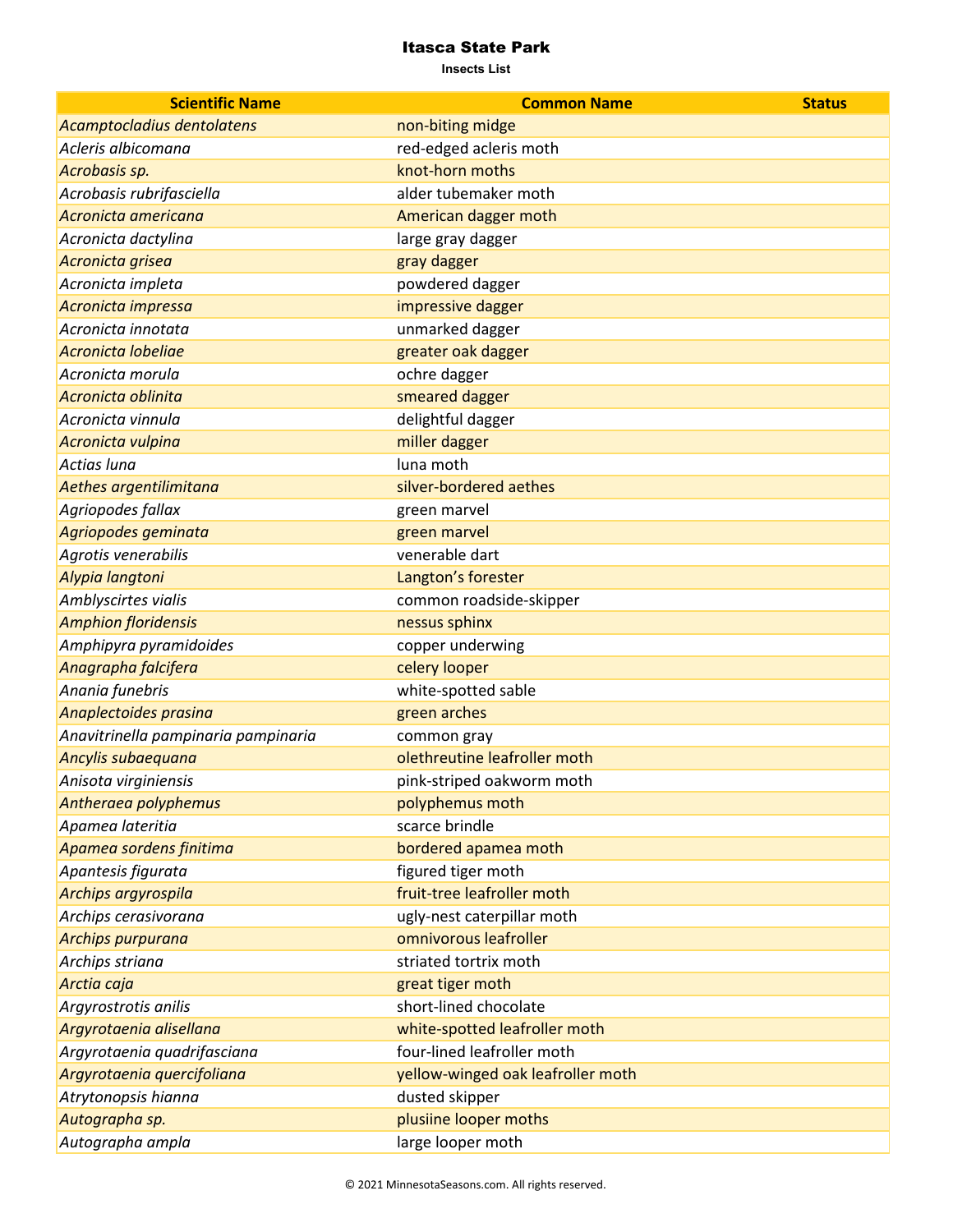# Itasca State Park

**Insects List**

| Scientific Name | Common Name | Status |
|---|---|---|
| *Acamptocladius dentolatens* | non-biting midge | |
| *Acleris albicomana* | red-edged acleris moth | |
| *Acrobasis sp.* | knot-horn moths | |
| *Acrobasis rubrifasciella* | alder tubemaker moth | |
| *Acronicta americana* | American dagger moth | |
| *Acronicta dactylina* | large gray dagger | |
| *Acronicta grisea* | gray dagger | |
| *Acronicta impleta* | powdered dagger | |
| *Acronicta impressa* | impressive dagger | |
| *Acronicta innotata* | unmarked dagger | |
| *Acronicta lobeliae* | greater oak dagger | |
| *Acronicta morula* | ochre dagger | |
| *Acronicta oblinita* | smeared dagger | |
| *Acronicta vinnula* | delightful dagger | |
| *Acronicta vulpina* | miller dagger | |
| *Actias luna* | luna moth | |
| *Aethes argentilimitana* | silver-bordered aethes | |
| *Agriopodes fallax* | green marvel | |
| *Agriopodes geminata* | green marvel | |
| *Agrotis venerabilis* | venerable dart | |
| *Alypia langtoni* | Langton’s forester | |
| *Amblyscirtes vialis* | common roadside-skipper | |
| *Amphion floridensis* | nessus sphinx | |
| *Amphipyra pyramidoides* | copper underwing | |
| *Anagrapha falcifera* | celery looper | |
| *Anania funebris* | white-spotted sable | |
| *Anaplectoides prasina* | green arches | |
| *Anavitrinella pampinaria pampinaria* | common gray | |
| *Ancylis subaequana* | olethreutine leafroller moth | |
| *Anisota virginiensis* | pink-striped oakworm moth | |
| *Antheraea polyphemus* | polyphemus moth | |
| *Apamea lateritia* | scarce brindle | |
| *Apamea sordens finitima* | bordered apamea moth | |
| *Apantesis figurata* | figured tiger moth | |
| *Archips argyrospila* | fruit-tree leafroller moth | |
| *Archips cerasivorana* | ugly-nest caterpillar moth | |
| *Archips purpurana* | omnivorous leafroller | |
| *Archips striana* | striated tortrix moth | |
| *Arctia caja* | great tiger moth | |
| *Argyrostrotis anilis* | short-lined chocolate | |
| *Argyrotaenia alisellana* | white-spotted leafroller moth | |
| *Argyrotaenia quadrifasciana* | four-lined leafroller moth | |
| *Argyrotaenia quercifoliana* | yellow-winged oak leafroller moth | |
| *Atrytonopsis hianna* | dusted skipper | |
| *Autographa sp.* | plusiine looper moths | |
| *Autographa ampla* | large looper moth | |

© 2021 MinnesotaSeasons.com. All rights reserved.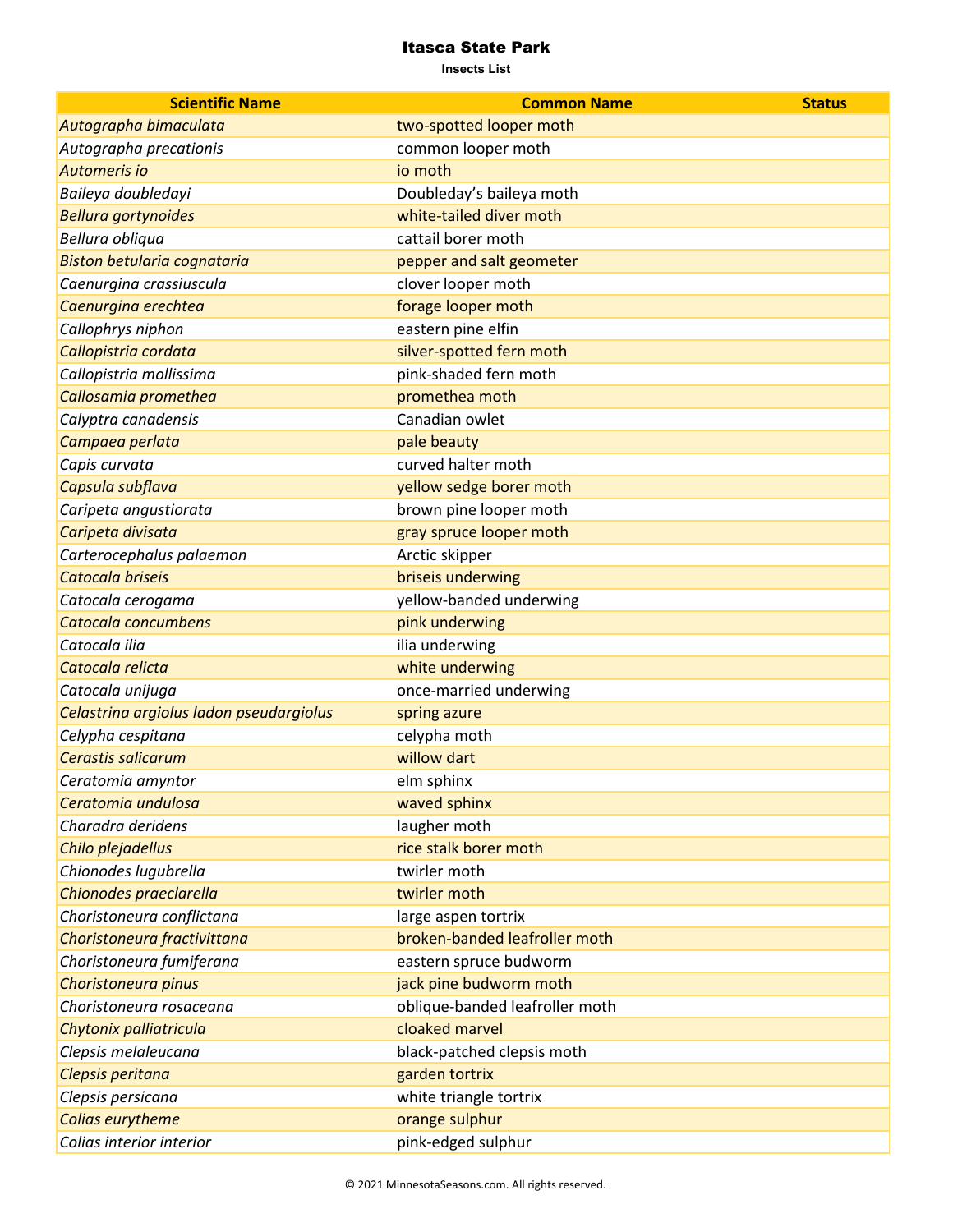# Itasca State Park

**Insects List**

| Scientific Name | Common Name | Status |
|---|---|---|
| *Autographa bimaculata* | two-spotted looper moth | |
| *Autographa precationis* | common looper moth | |
| *Automeris io* | io moth | |
| *Baileya doubledayi* | Doubleday’s baileya moth | |
| *Bellura gortynoides* | white-tailed diver moth | |
| *Bellura obliqua* | cattail borer moth | |
| *Biston betularia cognataria* | pepper and salt geometer | |
| *Caenurgina crassiuscula* | clover looper moth | |
| *Caenurgina erechtea* | forage looper moth | |
| *Callophrys niphon* | eastern pine elfin | |
| *Callopistria cordata* | silver-spotted fern moth | |
| *Callopistria mollissima* | pink-shaded fern moth | |
| *Callosamia promethea* | promethea moth | |
| *Calyptra canadensis* | Canadian owlet | |
| *Campaea perlata* | pale beauty | |
| *Capis curvata* | curved halter moth | |
| *Capsula subflava* | yellow sedge borer moth | |
| *Caripeta angustiorata* | brown pine looper moth | |
| *Caripeta divisata* | gray spruce looper moth | |
| *Carterocephalus palaemon* | Arctic skipper | |
| *Catocala briseis* | briseis underwing | |
| *Catocala cerogama* | yellow-banded underwing | |
| *Catocala concumbens* | pink underwing | |
| *Catocala ilia* | ilia underwing | |
| *Catocala relicta* | white underwing | |
| *Catocala unijuga* | once-married underwing | |
| *Celastrina argiolus ladon pseudargiolus* | spring azure | |
| *Celypha cespitana* | celypha moth | |
| *Cerastis salicarum* | willow dart | |
| *Ceratomia amyntor* | elm sphinx | |
| *Ceratomia undulosa* | waved sphinx | |
| *Charadra deridens* | laugher moth | |
| *Chilo plejadellus* | rice stalk borer moth | |
| *Chionodes lugubrella* | twirler moth | |
| *Chionodes praeclarella* | twirler moth | |
| *Choristoneura conflictana* | large aspen tortrix | |
| *Choristoneura fractivittana* | broken-banded leafroller moth | |
| *Choristoneura fumiferana* | eastern spruce budworm | |
| *Choristoneura pinus* | jack pine budworm moth | |
| *Choristoneura rosaceana* | oblique-banded leafroller moth | |
| *Chytonix palliatricula* | cloaked marvel | |
| *Clepsis melaleucana* | black-patched clepsis moth | |
| *Clepsis peritana* | garden tortrix | |
| *Clepsis persicana* | white triangle tortrix | |
| *Colias eurytheme* | orange sulphur | |
| *Colias interior interior* | pink-edged sulphur | |

© 2021 MinnesotaSeasons.com. All rights reserved.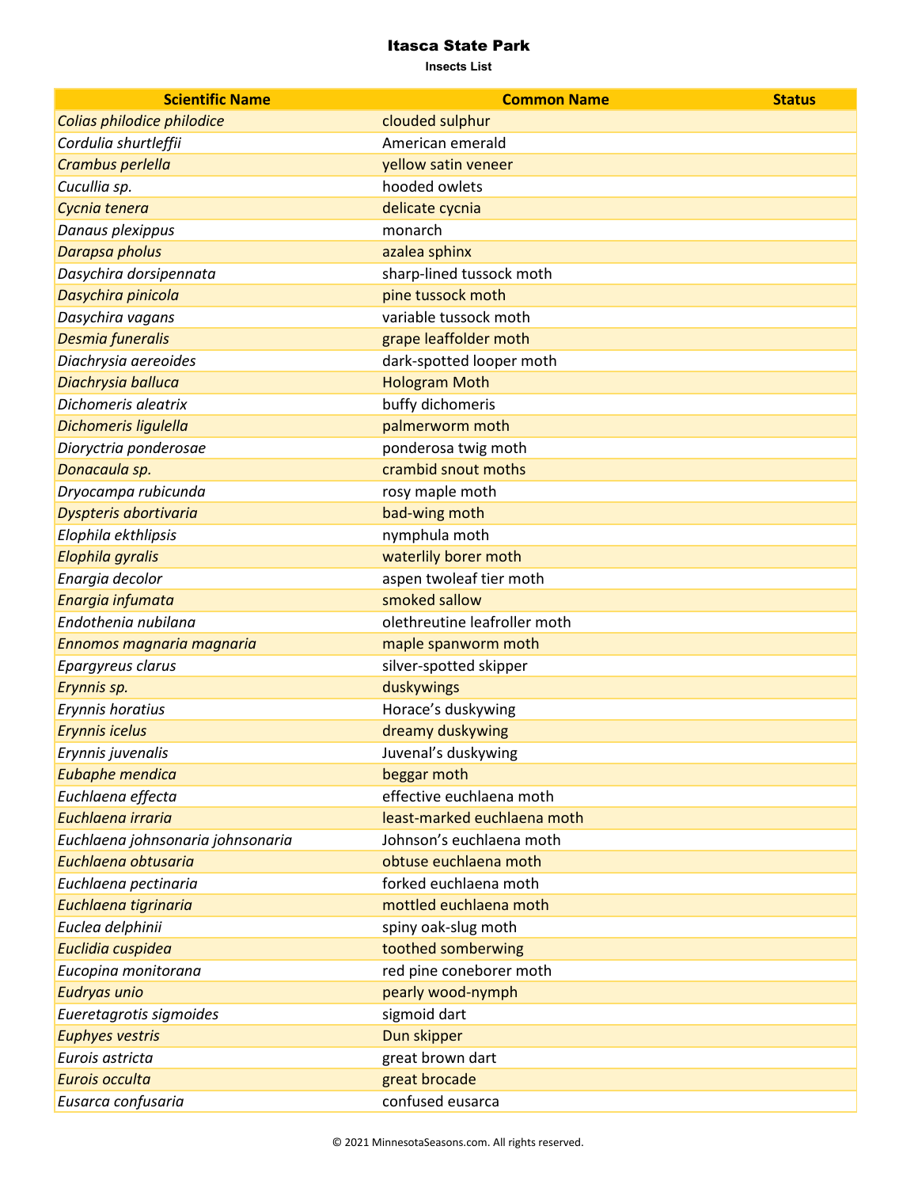# Itasca State Park

**Insects List**

| Scientific Name | Common Name | Status |
|---|---|---|
| *Colias philodice philodice* | clouded sulphur | |
| *Cordulia shurtleffii* | American emerald | |
| *Crambus perlella* | yellow satin veneer | |
| *Cucullia sp.* | hooded owlets | |
| *Cycnia tenera* | delicate cycnia | |
| *Danaus plexippus* | monarch | |
| *Darapsa pholus* | azalea sphinx | |
| *Dasychira dorsipennata* | sharp-lined tussock moth | |
| *Dasychira pinicola* | pine tussock moth | |
| *Dasychira vagans* | variable tussock moth | |
| *Desmia funeralis* | grape leaffolder moth | |
| *Diachrysia aereoides* | dark-spotted looper moth | |
| *Diachrysia balluca* | Hologram Moth | |
| *Dichomeris aleatrix* | buffy dichomeris | |
| *Dichomeris ligulella* | palmerworm moth | |
| *Dioryctria ponderosae* | ponderosa twig moth | |
| *Donacaula sp.* | crambid snout moths | |
| *Dryocampa rubicunda* | rosy maple moth | |
| *Dyspteris abortivaria* | bad-wing moth | |
| *Elophila ekthlipsis* | nymphula moth | |
| *Elophila gyralis* | waterlily borer moth | |
| *Enargia decolor* | aspen twoleaf tier moth | |
| *Enargia infumata* | smoked sallow | |
| *Endothenia nubilana* | olethreutine leafroller moth | |
| *Ennomos magnaria magnaria* | maple spanworm moth | |
| *Epargyreus clarus* | silver-spotted skipper | |
| *Erynnis sp.* | duskywings | |
| *Erynnis horatius* | Horace’s duskywing | |
| *Erynnis icelus* | dreamy duskywing | |
| *Erynnis juvenalis* | Juvenal’s duskywing | |
| *Eubaphe mendica* | beggar moth | |
| *Euchlaena effecta* | effective euchlaena moth | |
| *Euchlaena irraria* | least-marked euchlaena moth | |
| *Euchlaena johnsonaria johnsonaria* | Johnson’s euchlaena moth | |
| *Euchlaena obtusaria* | obtuse euchlaena moth | |
| *Euchlaena pectinaria* | forked euchlaena moth | |
| *Euchlaena tigrinaria* | mottled euchlaena moth | |
| *Euclea delphinii* | spiny oak-slug moth | |
| *Euclidia cuspidea* | toothed somberwing | |
| *Eucopina monitorana* | red pine coneborer moth | |
| *Eudryas unio* | pearly wood-nymph | |
| *Eueretagrotis sigmoides* | sigmoid dart | |
| *Euphyes vestris* | Dun skipper | |
| *Eurois astricta* | great brown dart | |
| *Eurois occulta* | great brocade | |
| *Eusarca confusaria* | confused eusarca | |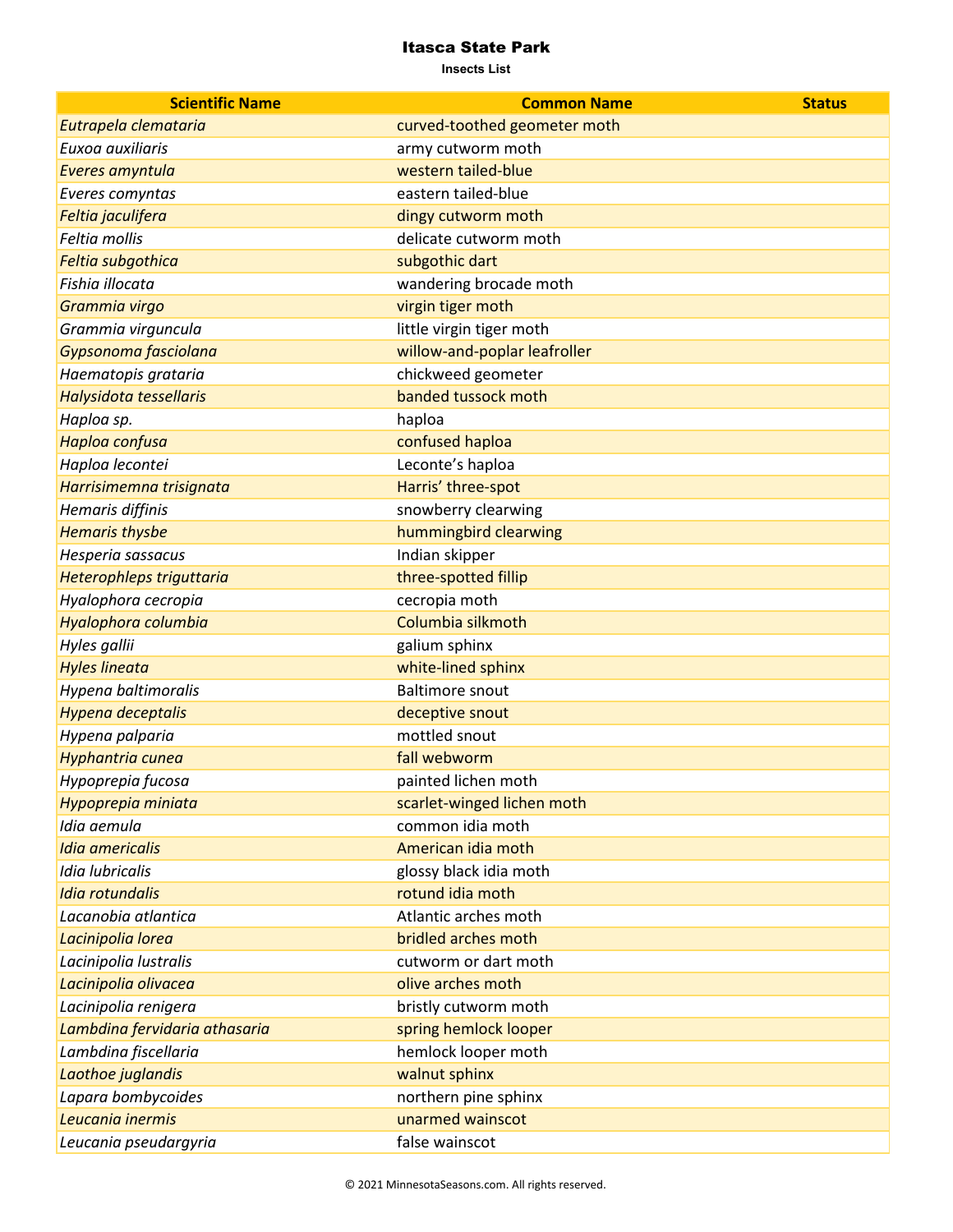# Itasca State Park

**Insects List**

| Scientific Name | Common Name | Status |
|---|---|---|
| *Eutrapela clemataria* | curved-toothed geometer moth | |
| *Euxoa auxiliaris* | army cutworm moth | |
| *Everes amyntula* | western tailed-blue | |
| *Everes comyntas* | eastern tailed-blue | |
| *Feltia jaculifera* | dingy cutworm moth | |
| *Feltia mollis* | delicate cutworm moth | |
| *Feltia subgothica* | subgothic dart | |
| *Fishia illocata* | wandering brocade moth | |
| *Grammia virgo* | virgin tiger moth | |
| *Grammia virguncula* | little virgin tiger moth | |
| *Gypsonoma fasciolana* | willow-and-poplar leafroller | |
| *Haematopis grataria* | chickweed geometer | |
| *Halysidota tessellaris* | banded tussock moth | |
| *Haploa sp.* | haploa | |
| *Haploa confusa* | confused haploa | |
| *Haploa lecontei* | Leconte’s haploa | |
| *Harrisimemna trisignata* | Harris’ three-spot | |
| *Hemaris diffinis* | snowberry clearwing | |
| *Hemaris thysbe* | hummingbird clearwing | |
| *Hesperia sassacus* | Indian skipper | |
| *Heterophleps triguttaria* | three-spotted fillip | |
| *Hyalophora cecropia* | cecropia moth | |
| *Hyalophora columbia* | Columbia silkmoth | |
| *Hyles gallii* | galium sphinx | |
| *Hyles lineata* | white-lined sphinx | |
| *Hypena baltimoralis* | Baltimore snout | |
| *Hypena deceptalis* | deceptive snout | |
| *Hypena palparia* | mottled snout | |
| *Hyphantria cunea* | fall webworm | |
| *Hypoprepia fucosa* | painted lichen moth | |
| *Hypoprepia miniata* | scarlet-winged lichen moth | |
| *Idia aemula* | common idia moth | |
| *Idia americalis* | American idia moth | |
| *Idia lubricalis* | glossy black idia moth | |
| *Idia rotundalis* | rotund idia moth | |
| *Lacanobia atlantica* | Atlantic arches moth | |
| *Lacinipolia lorea* | bridled arches moth | |
| *Lacinipolia lustralis* | cutworm or dart moth | |
| *Lacinipolia olivacea* | olive arches moth | |
| *Lacinipolia renigera* | bristly cutworm moth | |
| *Lambdina fervidaria athasaria* | spring hemlock looper | |
| *Lambdina fiscellaria* | hemlock looper moth | |
| *Laothoe juglandis* | walnut sphinx | |
| *Lapara bombycoides* | northern pine sphinx | |
| *Leucania inermis* | unarmed wainscot | |
| *Leucania pseudargyria* | false wainscot | |

© 2021 MinnesotaSeasons.com. All rights reserved.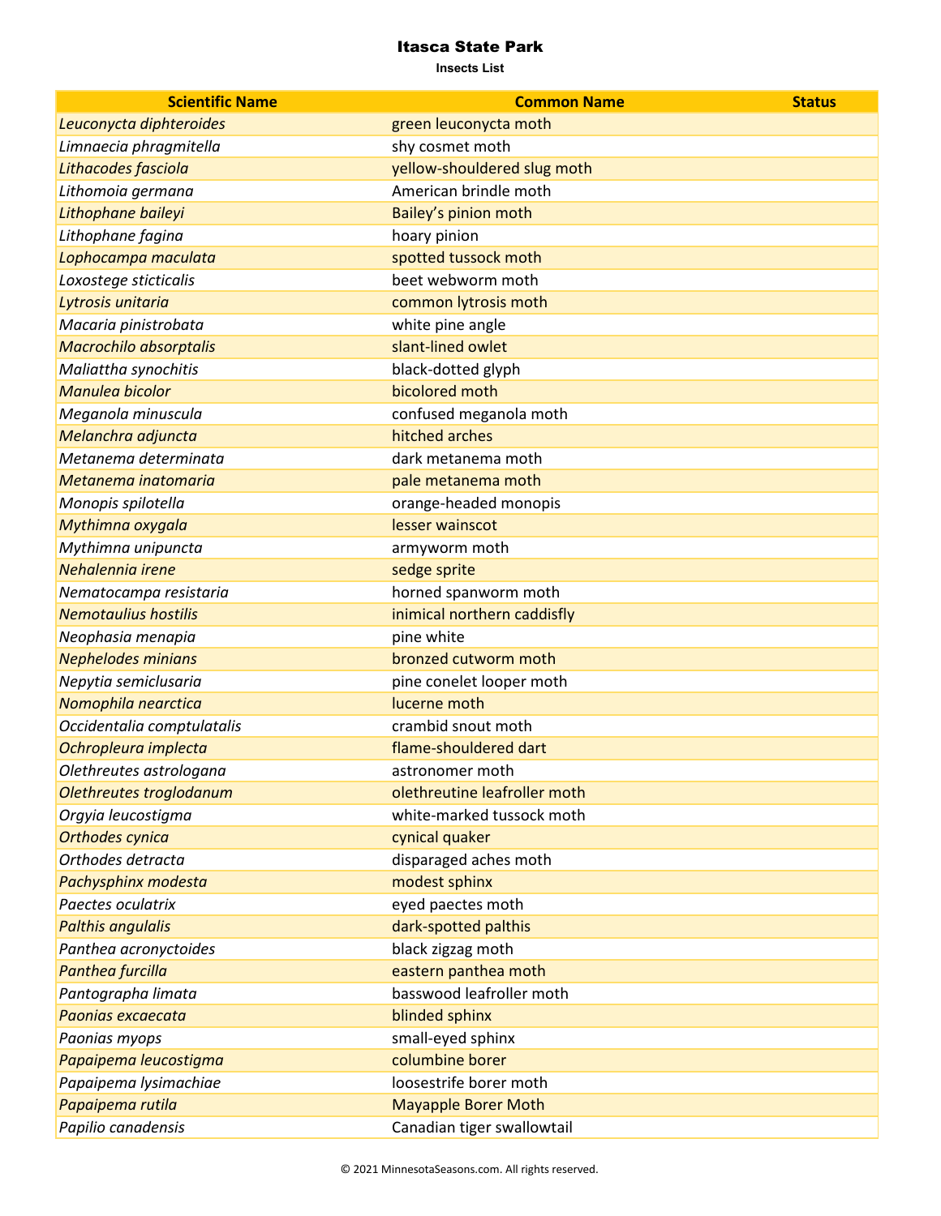# Itasca State Park

**Insects List**

| Scientific Name | Common Name | Status |
|---|---|---|
| *Leuconycta diphteroides* | green leuconycta moth | |
| *Limnaecia phragmitella* | shy cosmet moth | |
| *Lithacodes fasciola* | yellow-shouldered slug moth | |
| *Lithomoia germana* | American brindle moth | |
| *Lithophane baileyi* | Bailey's pinion moth | |
| *Lithophane fagina* | hoary pinion | |
| *Lophocampa maculata* | spotted tussock moth | |
| *Loxostege sticticalis* | beet webworm moth | |
| *Lytrosis unitaria* | common lytrosis moth | |
| *Macaria pinistrobata* | white pine angle | |
| *Macrochilo absorptalis* | slant-lined owlet | |
| *Maliattha synochitis* | black-dotted glyph | |
| *Manulea bicolor* | bicolored moth | |
| *Meganola minuscula* | confused meganola moth | |
| *Melanchra adjuncta* | hitched arches | |
| *Metanema determinata* | dark metanema moth | |
| *Metanema inatomaria* | pale metanema moth | |
| *Monopis spilotella* | orange-headed monopis | |
| *Mythimna oxygala* | lesser wainscot | |
| *Mythimna unipuncta* | armyworm moth | |
| *Nehalennia irene* | sedge sprite | |
| *Nematocampa resistaria* | horned spanworm moth | |
| *Nemotaulius hostilis* | inimical northern caddisfly | |
| *Neophasia menapia* | pine white | |
| *Nephelodes minians* | bronzed cutworm moth | |
| *Nepytia semiclusaria* | pine conelet looper moth | |
| *Nomophila nearctica* | lucerne moth | |
| *Occidentalia comptulatalis* | crambid snout moth | |
| *Ochropleura implecta* | flame-shouldered dart | |
| *Olethreutes astrologana* | astronomer moth | |
| *Olethreutes troglodanum* | olethreutine leafroller moth | |
| *Orgyia leucostigma* | white-marked tussock moth | |
| *Orthodes cynica* | cynical quaker | |
| *Orthodes detracta* | disparaged aches moth | |
| *Pachysphinx modesta* | modest sphinx | |
| *Paectes oculatrix* | eyed paectes moth | |
| *Palthis angulalis* | dark-spotted palthis | |
| *Panthea acronyctoides* | black zigzag moth | |
| *Panthea furcilla* | eastern panthea moth | |
| *Pantographa limata* | basswood leafroller moth | |
| *Paonias excaecata* | blinded sphinx | |
| *Paonias myops* | small-eyed sphinx | |
| *Papaipema leucostigma* | columbine borer | |
| *Papaipema lysimachiae* | loosestrife borer moth | |
| *Papaipema rutila* | Mayapple Borer Moth | |
| *Papilio canadensis* | Canadian tiger swallowtail | |

© 2021 MinnesotaSeasons.com. All rights reserved.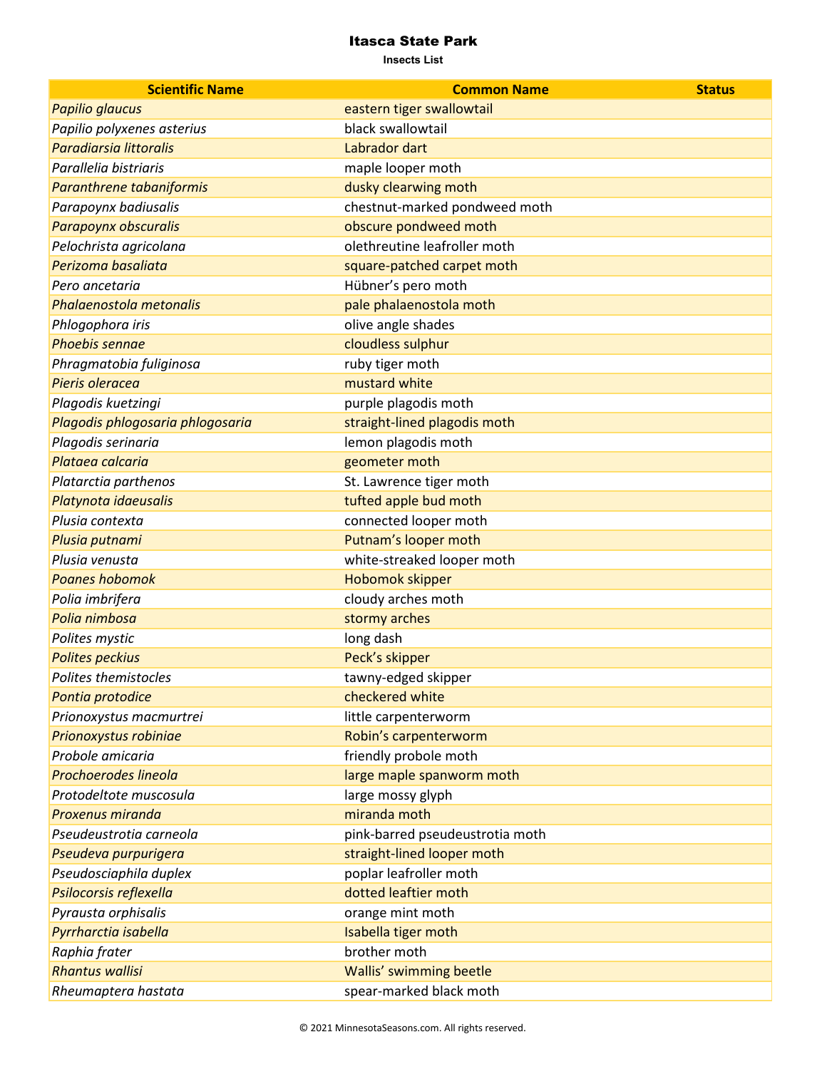# Itasca State Park

**Insects List**

| Scientific Name | Common Name | Status |
|---|---|---|
| *Papilio glaucus* | eastern tiger swallowtail | |
| *Papilio polyxenes asterius* | black swallowtail | |
| *Paradiarsia littoralis* | Labrador dart | |
| *Parallelia bistriaris* | maple looper moth | |
| *Paranthrene tabaniformis* | dusky clearwing moth | |
| *Parapoynx badiusalis* | chestnut-marked pondweed moth | |
| *Parapoynx obscuralis* | obscure pondweed moth | |
| *Pelochrista agricolana* | olethreutine leafroller moth | |
| *Perizoma basaliata* | square-patched carpet moth | |
| *Pero ancetaria* | Hübner’s pero moth | |
| *Phalaenostola metonalis* | pale phalaenostola moth | |
| *Phlogophora iris* | olive angle shades | |
| *Phoebis sennae* | cloudless sulphur | |
| *Phragmatobia fuliginosa* | ruby tiger moth | |
| *Pieris oleracea* | mustard white | |
| *Plagodis kuetzingi* | purple plagodis moth | |
| *Plagodis phlogosaria phlogosaria* | straight-lined plagodis moth | |
| *Plagodis serinaria* | lemon plagodis moth | |
| *Plataea calcaria* | geometer moth | |
| *Platarctia parthenos* | St. Lawrence tiger moth | |
| *Platynota idaeusalis* | tufted apple bud moth | |
| *Plusia contexta* | connected looper moth | |
| *Plusia putnami* | Putnam’s looper moth | |
| *Plusia venusta* | white-streaked looper moth | |
| *Poanes hobomok* | Hobomok skipper | |
| *Polia imbrifera* | cloudy arches moth | |
| *Polia nimbosa* | stormy arches | |
| *Polites mystic* | long dash | |
| *Polites peckius* | Peck’s skipper | |
| *Polites themistocles* | tawny-edged skipper | |
| *Pontia protodice* | checkered white | |
| *Prionoxystus macmurtrei* | little carpenterworm | |
| *Prionoxystus robiniae* | Robin’s carpenterworm | |
| *Probole amicaria* | friendly probole moth | |
| *Prochoerodes lineola* | large maple spanworm moth | |
| *Protodeltote muscosula* | large mossy glyph | |
| *Proxenus miranda* | miranda moth | |
| *Pseudeustrotia carneola* | pink-barred pseudeustrotia moth | |
| *Pseudeva purpurigera* | straight-lined looper moth | |
| *Pseudosciaphila duplex* | poplar leafroller moth | |
| *Psilocorsis reflexella* | dotted leaftier moth | |
| *Pyrausta orphisalis* | orange mint moth | |
| *Pyrrharctia isabella* | Isabella tiger moth | |
| *Raphia frater* | brother moth | |
| *Rhantus wallisi* | Wallis’ swimming beetle | |
| *Rheumaptera hastata* | spear-marked black moth | |

© 2021 MinnesotaSeasons.com. All rights reserved.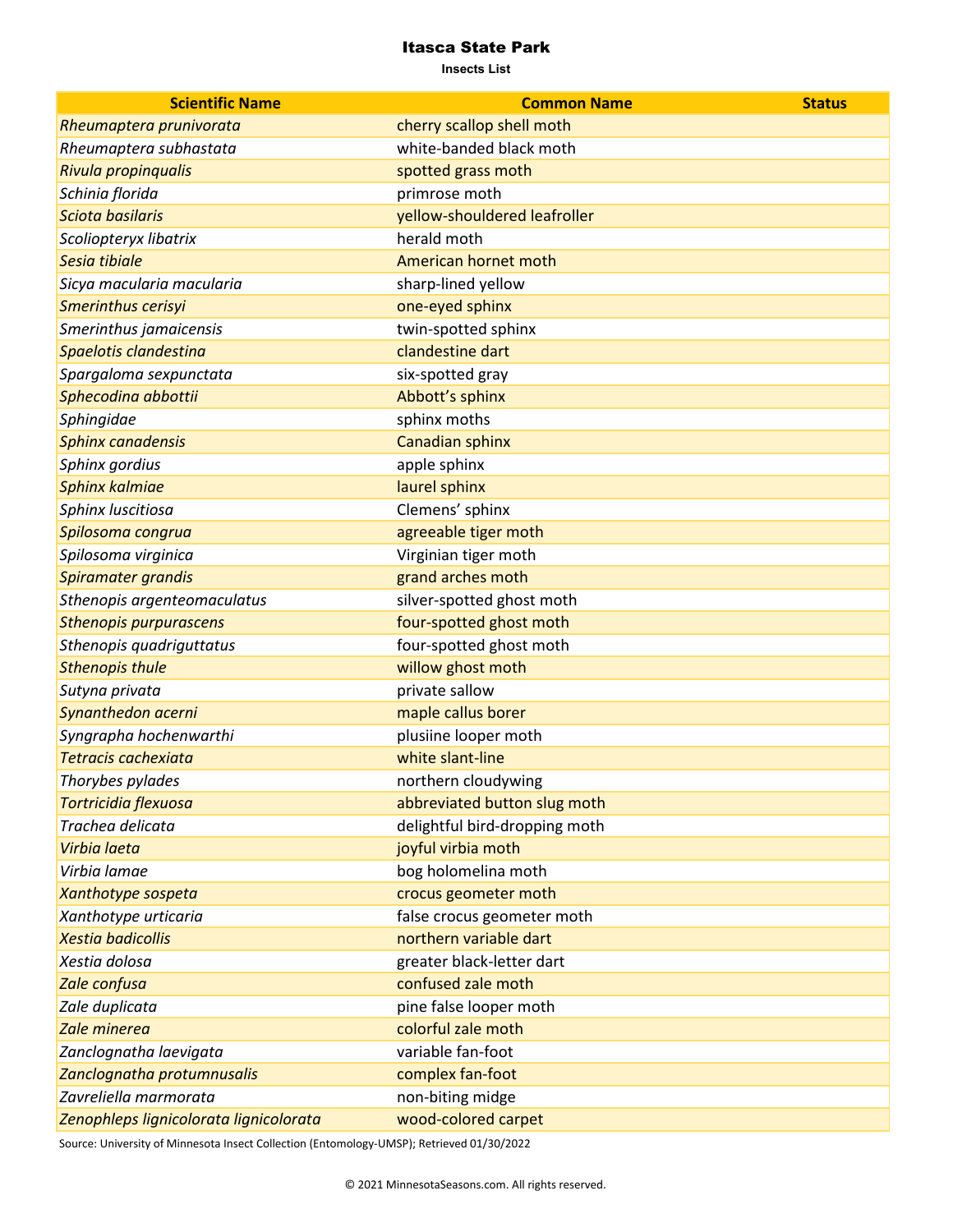# Itasca State Park

**Insects List**

| Scientific Name | Common Name | Status |
|---|---|---|
| *Rheumaptera prunivorata* | cherry scallop shell moth | |
| *Rheumaptera subhastata* | white-banded black moth | |
| *Rivula propinqualis* | spotted grass moth | |
| *Schinia florida* | primrose moth | |
| *Sciota basilaris* | yellow-shouldered leafroller | |
| *Scoliopteryx libatrix* | herald moth | |
| *Sesia tibiale* | American hornet moth | |
| *Sicya macularia macularia* | sharp-lined yellow | |
| *Smerinthus cerisyi* | one-eyed sphinx | |
| *Smerinthus jamaicensis* | twin-spotted sphinx | |
| *Spaelotis clandestina* | clandestine dart | |
| *Spargaloma sexpunctata* | six-spotted gray | |
| *Sphecodina abbottii* | Abbott's sphinx | |
| *Sphingidae* | sphinx moths | |
| *Sphinx canadensis* | Canadian sphinx | |
| *Sphinx gordius* | apple sphinx | |
| *Sphinx kalmiae* | laurel sphinx | |
| *Sphinx luscitiosa* | Clemens' sphinx | |
| *Spilosoma congrua* | agreeable tiger moth | |
| *Spilosoma virginica* | Virginian tiger moth | |
| *Spiramater grandis* | grand arches moth | |
| *Sthenopis argenteomaculatus* | silver-spotted ghost moth | |
| *Sthenopis purpurascens* | four-spotted ghost moth | |
| *Sthenopis quadriguttatus* | four-spotted ghost moth | |
| *Sthenopis thule* | willow ghost moth | |
| *Sutyna privata* | private sallow | |
| *Synanthedon acerni* | maple callus borer | |
| *Syngrapha hochenwarthi* | plusiine looper moth | |
| *Tetracis cachexiata* | white slant-line | |
| *Thorybes pylades* | northern cloudywing | |
| *Tortricidia flexuosa* | abbreviated button slug moth | |
| *Trachea delicata* | delightful bird-dropping moth | |
| *Virbia laeta* | joyful virbia moth | |
| *Virbia lamae* | bog holomelina moth | |
| *Xanthotype sospeta* | crocus geometer moth | |
| *Xanthotype urticaria* | false crocus geometer moth | |
| *Xestia badicollis* | northern variable dart | |
| *Xestia dolosa* | greater black-letter dart | |
| *Zale confusa* | confused zale moth | |
| *Zale duplicata* | pine false looper moth | |
| *Zale minerea* | colorful zale moth | |
| *Zanclognatha laevigata* | variable fan-foot | |
| *Zanclognatha protumnusalis* | complex fan-foot | |
| *Zavreliella marmorata* | non-biting midge | |
| *Zenophleps lignicolorata lignicolorata* | wood-colored carpet | |

Source: University of Minnesota Insect Collection (Entomology-UMSP); Retrieved 01/30/2022

© 2021 MinnesotaSeasons.com. All rights reserved.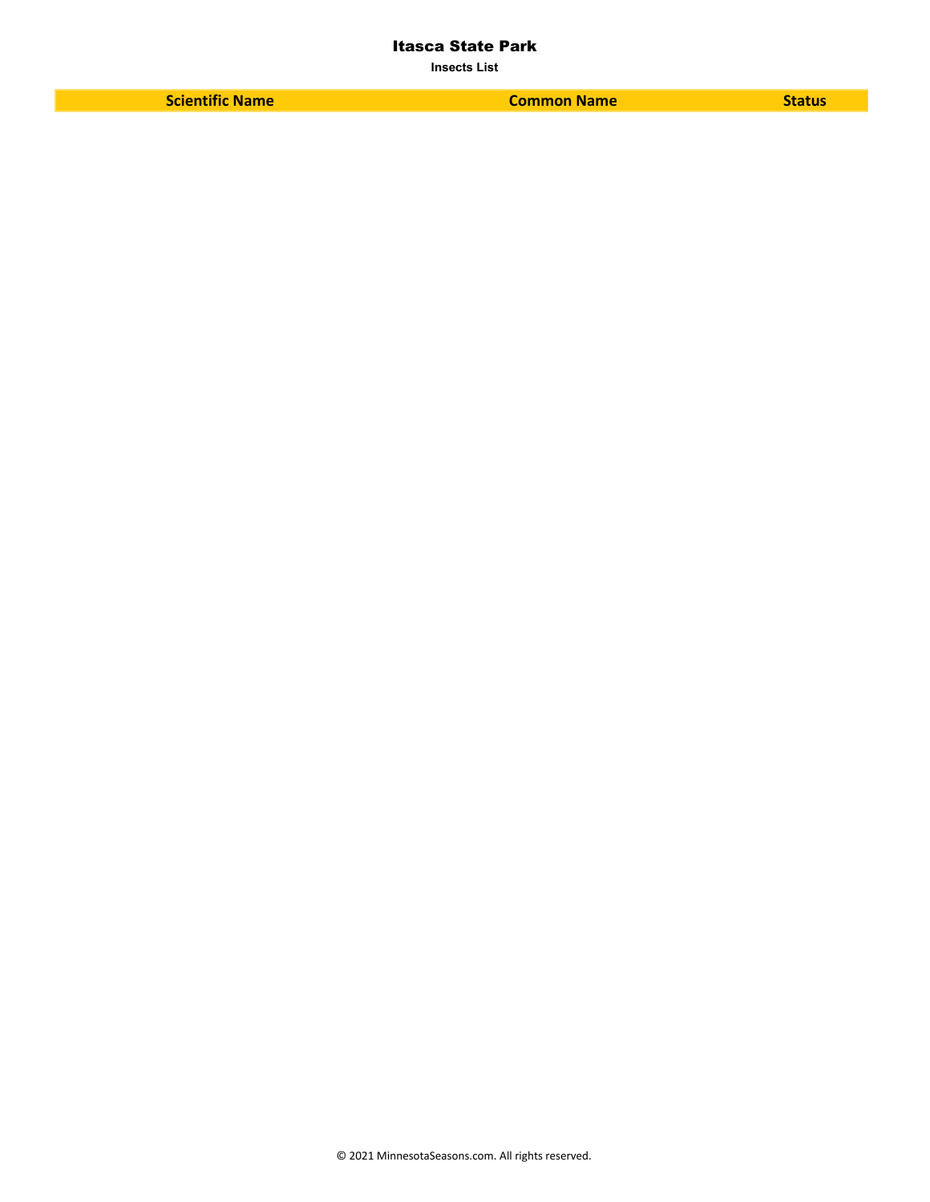# Itasca State Park

**Insects List**

| Scientific Name | Common Name | Status |
|---|---|---|

© 2021 MinnesotaSeasons.com. All rights reserved.